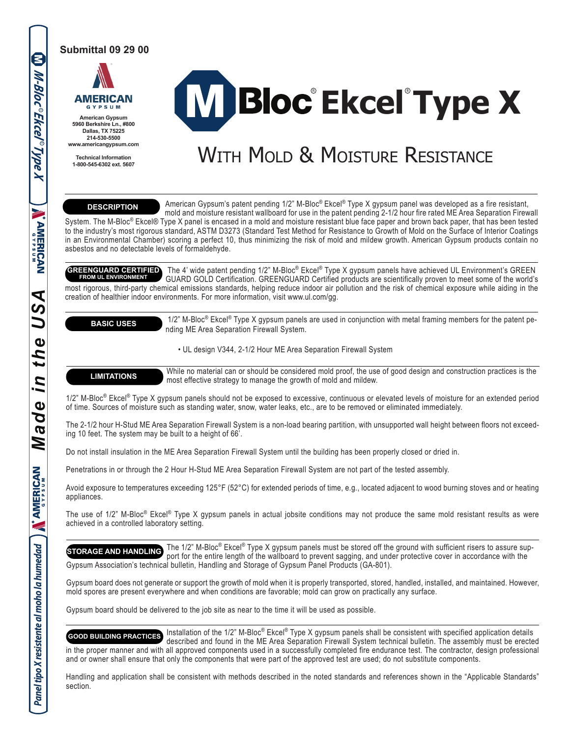Submittal 09 29 00

**AMERICAN GYPSUM**

American Gypsum
5960 Berkshire Ln., #800
Dallas, TX 75225
214-530-5500
www.americangypsum.com

Technical Information
1-800-545-6302 ext. 5607

# M Bloc® Ekcel® Type X

## With Mold & Moisture Resistance

**DESCRIPTION**

American Gypsum's patent pending 1/2" M-Bloc® Ekcel® Type X gypsum panel was developed as a fire resistant, mold and moisture resistant wallboard for use in the patent pending 2-1/2 hour fire rated ME Area Separation Firewall System. The M-Bloc® Ekcel® Type X panel is encased in a mold and moisture resistant blue face paper and brown back paper, that has been tested to the industry's most rigorous standard, ASTM D3273 (Standard Test Method for Resistance to Growth of Mold on the Surface of Interior Coatings in an Environmental Chamber) scoring a perfect 10, thus minimizing the risk of mold and mildew growth. American Gypsum products contain no asbestos and no detectable levels of formaldehyde.

**GREENGUARD CERTIFIED FROM UL ENVIRONMENT**

The 4' wide patent pending 1/2" M-Bloc® Ekcel® Type X gypsum panels have achieved UL Environment's GREEN GUARD GOLD Certification. GREENGUARD Certified products are scientifically proven to meet some of the world's most rigorous, third-party chemical emissions standards, helping reduce indoor air pollution and the risk of chemical exposure while aiding in the creation of healthier indoor environments. For more information, visit www.ul.com/gg.

**BASIC USES**

1/2" M-Bloc® Ekcel® Type X gypsum panels are used in conjunction with metal framing members for the patent pending ME Area Separation Firewall System.

- UL design V344, 2-1/2 Hour ME Area Separation Firewall System

**LIMITATIONS**

While no material can or should be considered mold proof, the use of good design and construction practices is the most effective strategy to manage the growth of mold and mildew.

1/2" M-Bloc® Ekcel® Type X gypsum panels should not be exposed to excessive, continuous or elevated levels of moisture for an extended period of time. Sources of moisture such as standing water, snow, water leaks, etc., are to be removed or eliminated immediately.

The 2-1/2 hour H-Stud ME Area Separation Firewall System is a non-load bearing partition, with unsupported wall height between floors not exceeding 10 feet. The system may be built to a height of 66'.

Do not install insulation in the ME Area Separation Firewall System until the building has been properly closed or dried in.

Penetrations in or through the 2 Hour H-Stud ME Area Separation Firewall System are not part of the tested assembly.

Avoid exposure to temperatures exceeding 125°F (52°C) for extended periods of time, e.g., located adjacent to wood burning stoves and or heating appliances.

The use of 1/2" M-Bloc® Ekcel® Type X gypsum panels in actual jobsite conditions may not produce the same mold resistant results as were achieved in a controlled laboratory setting.

**STORAGE AND HANDLING**

The 1/2" M-Bloc® Ekcel® Type X gypsum panels must be stored off the ground with sufficient risers to assure support for the entire length of the wallboard to prevent sagging, and under protective cover in accordance with the Gypsum Association's technical bulletin, Handling and Storage of Gypsum Panel Products (GA-801).

Gypsum board does not generate or support the growth of mold when it is properly transported, stored, handled, installed, and maintained. However, mold spores are present everywhere and when conditions are favorable; mold can grow on practically any surface.

Gypsum board should be delivered to the job site as near to the time it will be used as possible.

**GOOD BUILDING PRACTICES**

Installation of the 1/2" M-Bloc® Ekcel® Type X gypsum panels shall be consistent with specified application details described and found in the ME Area Separation Firewall System technical bulletin. The assembly must be erected in the proper manner and with all approved components used in a successfully completed fire endurance test. The contractor, design professional and or owner shall ensure that only the components that were part of the approved test are used; do not substitute components.

Handling and application shall be consistent with methods described in the noted standards and references shown in the "Applicable Standards" section.

M-Bloc® Ekcel® Type X | AMERICAN GYPSUM | Made in the USA | AMERICAN GYPSUM | Panel tipo X resistente al moho la humedad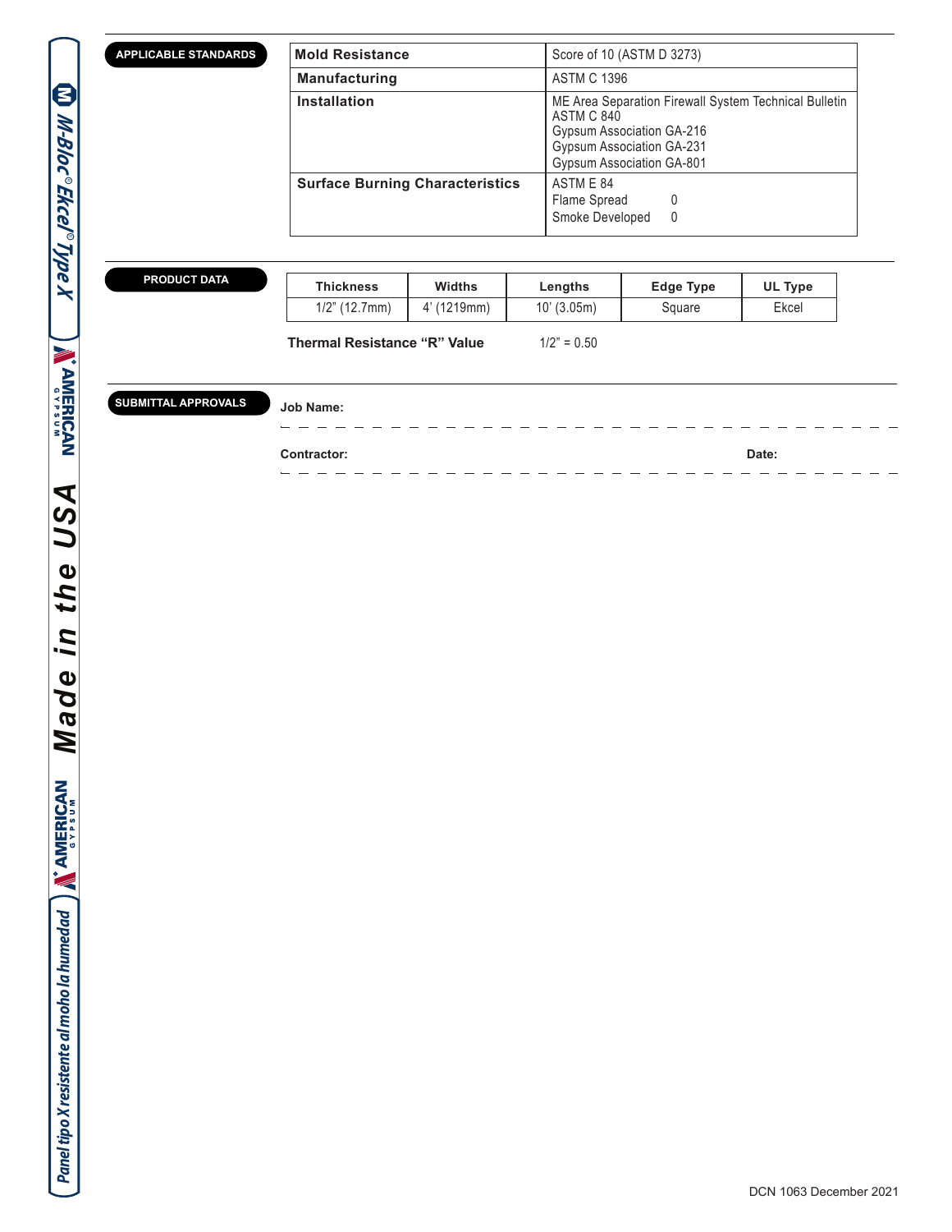## APPLICABLE STANDARDS

| | |
|---|---|
| **Mold Resistance** | Score of 10 (ASTM D 3273) |
| **Manufacturing** | ASTM C 1396 |
| **Installation** | ME Area Separation Firewall System Technical Bulletin<br>ASTM C 840<br>Gypsum Association GA-216<br>Gypsum Association GA-231<br>Gypsum Association GA-801 |
| **Surface Burning Characteristics** | ASTM E 84<br>Flame Spread 0<br>Smoke Developed 0 |

## PRODUCT DATA

| Thickness | Widths | Lengths | Edge Type | UL Type |
|---|---|---|---|---|
| 1/2" (12.7mm) | 4' (1219mm) | 10' (3.05m) | Square | Ekcel |

**Thermal Resistance "R" Value** 1/2" = 0.50

## SUBMITTAL APPROVALS

**Job Name:** _______________________________________________

**Contractor:** _______________________________ **Date:** ____________

DCN 1063 December 2021